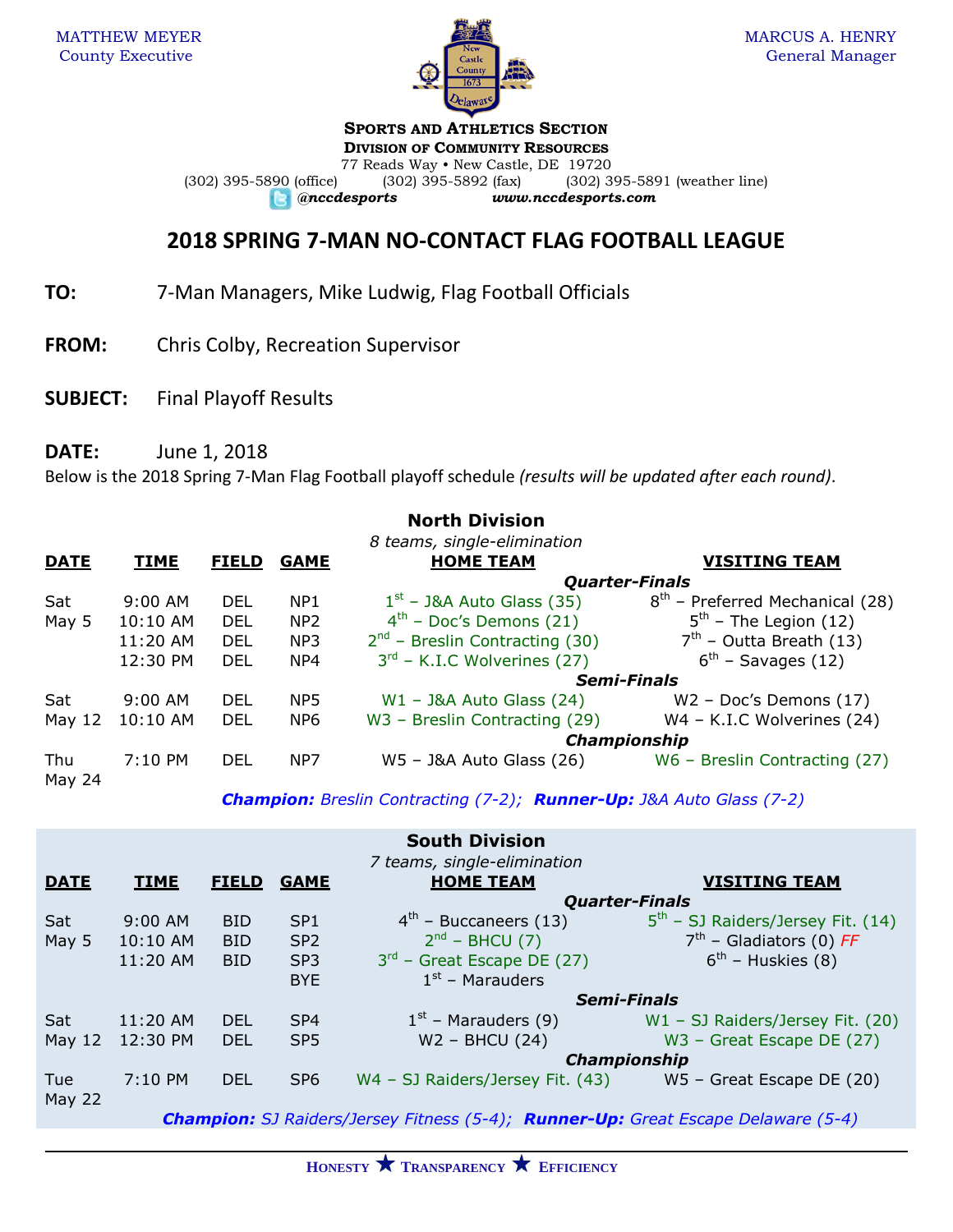MATTHEW MEYER
County Executive

MARCUS A. HENRY
General Manager

**SPORTS AND ATHLETICS SECTION**
**DIVISION OF COMMUNITY RESOURCES**
77 Reads Way • New Castle, DE 19720
(302) 395-5890 (office) (302) 395-5892 (fax) (302) 395-5891 (weather line)
*@nccdesports* *www.nccdesports.com*

# 2018 SPRING 7-MAN NO-CONTACT FLAG FOOTBALL LEAGUE

**TO:** 7-Man Managers, Mike Ludwig, Flag Football Officials

**FROM:** Chris Colby, Recreation Supervisor

**SUBJECT:** Final Playoff Results

**DATE:** June 1, 2018

Below is the 2018 Spring 7-Man Flag Football playoff schedule *(results will be updated after each round)*.

## North Division

*8 teams, single-elimination*

| DATE | TIME | FIELD | GAME | HOME TEAM | VISITING TEAM |
|---|---|---|---|---|---|
| | | | | ***Quarter-Finals*** | |
| Sat May 5 | 9:00 AM | DEL | NP1 | 1st – J&A Auto Glass (35) | 8th – Preferred Mechanical (28) |
| | 10:10 AM | DEL | NP2 | 4th – Doc's Demons (21) | 5th – The Legion (12) |
| | 11:20 AM | DEL | NP3 | 2nd – Breslin Contracting (30) | 7th – Outta Breath (13) |
| | 12:30 PM | DEL | NP4 | 3rd – K.I.C Wolverines (27) | 6th – Savages (12) |
| | | | | ***Semi-Finals*** | |
| Sat May 12 | 9:00 AM | DEL | NP5 | W1 – J&A Auto Glass (24) | W2 – Doc's Demons (17) |
| | 10:10 AM | DEL | NP6 | W3 – Breslin Contracting (29) | W4 – K.I.C Wolverines (24) |
| | | | | ***Championship*** | |
| Thu May 24 | 7:10 PM | DEL | NP7 | W5 – J&A Auto Glass (26) | W6 – Breslin Contracting (27) |

***Champion:*** *Breslin Contracting (7-2);* ***Runner-Up:*** *J&A Auto Glass (7-2)*

## South Division

*7 teams, single-elimination*

| DATE | TIME | FIELD | GAME | HOME TEAM | VISITING TEAM |
|---|---|---|---|---|---|
| | | | | ***Quarter-Finals*** | |
| Sat May 5 | 9:00 AM | BID | SP1 | 4th – Buccaneers (13) | 5th – SJ Raiders/Jersey Fit. (14) |
| | 10:10 AM | BID | SP2 | 2nd – BHCU (7) | 7th – Gladiators (0) *FF* |
| | 11:20 AM | BID | SP3 | 3rd – Great Escape DE (27) | 6th – Huskies (8) |
| | | | BYE | 1st – Marauders | |
| | | | | ***Semi-Finals*** | |
| Sat May 12 | 11:20 AM | DEL | SP4 | 1st – Marauders (9) | W1 – SJ Raiders/Jersey Fit. (20) |
| | 12:30 PM | DEL | SP5 | W2 – BHCU (24) | W3 – Great Escape DE (27) |
| | | | | ***Championship*** | |
| Tue May 22 | 7:10 PM | DEL | SP6 | W4 – SJ Raiders/Jersey Fit. (43) | W5 – Great Escape DE (20) |

***Champion:*** *SJ Raiders/Jersey Fitness (5-4);* ***Runner-Up:*** *Great Escape Delaware (5-4)*

HONESTY ★ TRANSPARENCY ★ EFFICIENCY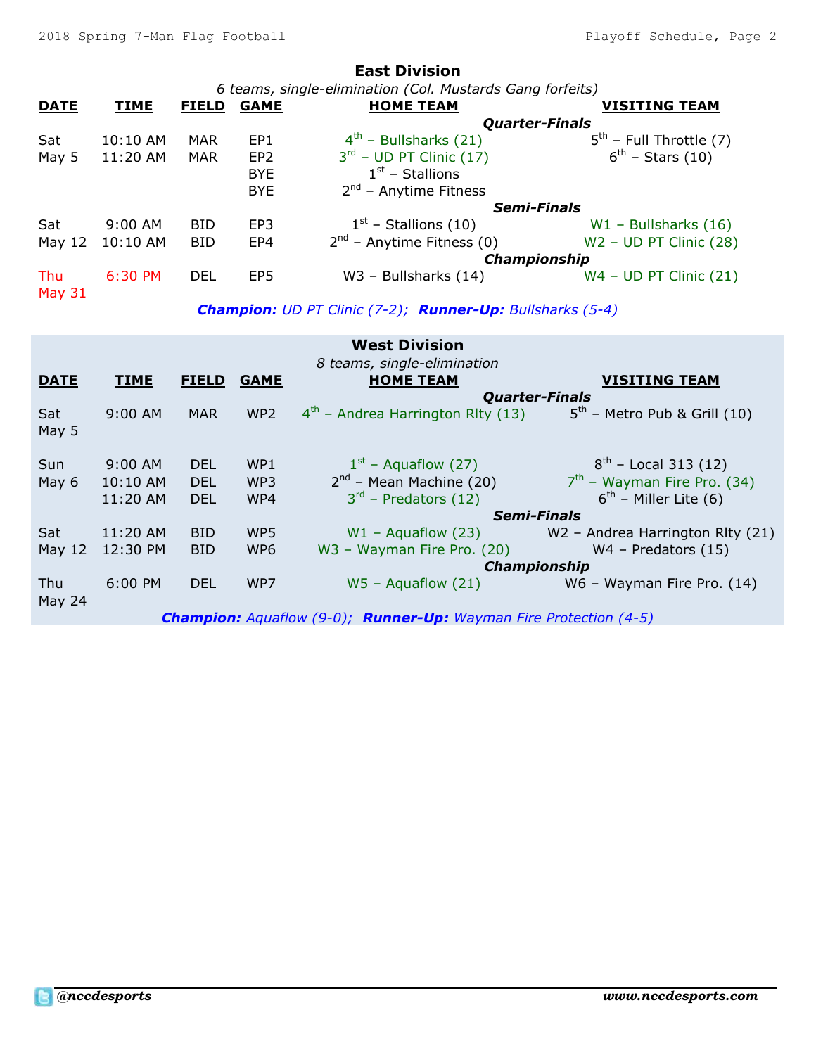## East Division

*6 teams, single-elimination (Col. Mustards Gang forfeits)*

| DATE | TIME | FIELD | GAME | HOME TEAM | VISITING TEAM |
|---|---|---|---|---|---|
| | | | | ***Quarter-Finals*** | |
| Sat May 5 | 10:10 AM | MAR | EP1 | 4th – Bullsharks (21) | 5th – Full Throttle (7) |
| | 11:20 AM | MAR | EP2 | 3rd – UD PT Clinic (17) | 6th – Stars (10) |
| | | | BYE | 1st – Stallions | |
| | | | BYE | 2nd – Anytime Fitness | |
| | | | | ***Semi-Finals*** | |
| Sat May 12 | 9:00 AM | BID | EP3 | 1st – Stallions (10) | W1 – Bullsharks (16) |
| | 10:10 AM | BID | EP4 | 2nd – Anytime Fitness (0) | W2 – UD PT Clinic (28) |
| | | | | ***Championship*** | |
| Thu May 31 | 6:30 PM | DEL | EP5 | W3 – Bullsharks (14) | W4 – UD PT Clinic (21) |

***Champion:*** *UD PT Clinic (7-2);* ***Runner-Up:*** *Bullsharks (5-4)*

## West Division

*8 teams, single-elimination*

| DATE | TIME | FIELD | GAME | HOME TEAM | VISITING TEAM |
|---|---|---|---|---|---|
| | | | | ***Quarter-Finals*** | |
| Sat May 5 | 9:00 AM | MAR | WP2 | 4th – Andrea Harrington Rlty (13) | 5th – Metro Pub & Grill (10) |
| Sun May 6 | 9:00 AM | DEL | WP1 | 1st – Aquaflow (27) | 8th – Local 313 (12) |
| | 10:10 AM | DEL | WP3 | 2nd – Mean Machine (20) | 7th – Wayman Fire Pro. (34) |
| | 11:20 AM | DEL | WP4 | 3rd – Predators (12) | 6th – Miller Lite (6) |
| | | | | ***Semi-Finals*** | |
| Sat May 12 | 11:20 AM | BID | WP5 | W1 – Aquaflow (23) | W2 – Andrea Harrington Rlty (21) |
| | 12:30 PM | BID | WP6 | W3 – Wayman Fire Pro. (20) | W4 – Predators (15) |
| | | | | ***Championship*** | |
| Thu May 24 | 6:00 PM | DEL | WP7 | W5 – Aquaflow (21) | W6 – Wayman Fire Pro. (14) |

***Champion:*** *Aquaflow (9-0);* ***Runner-Up:*** *Wayman Fire Protection (4-5)*